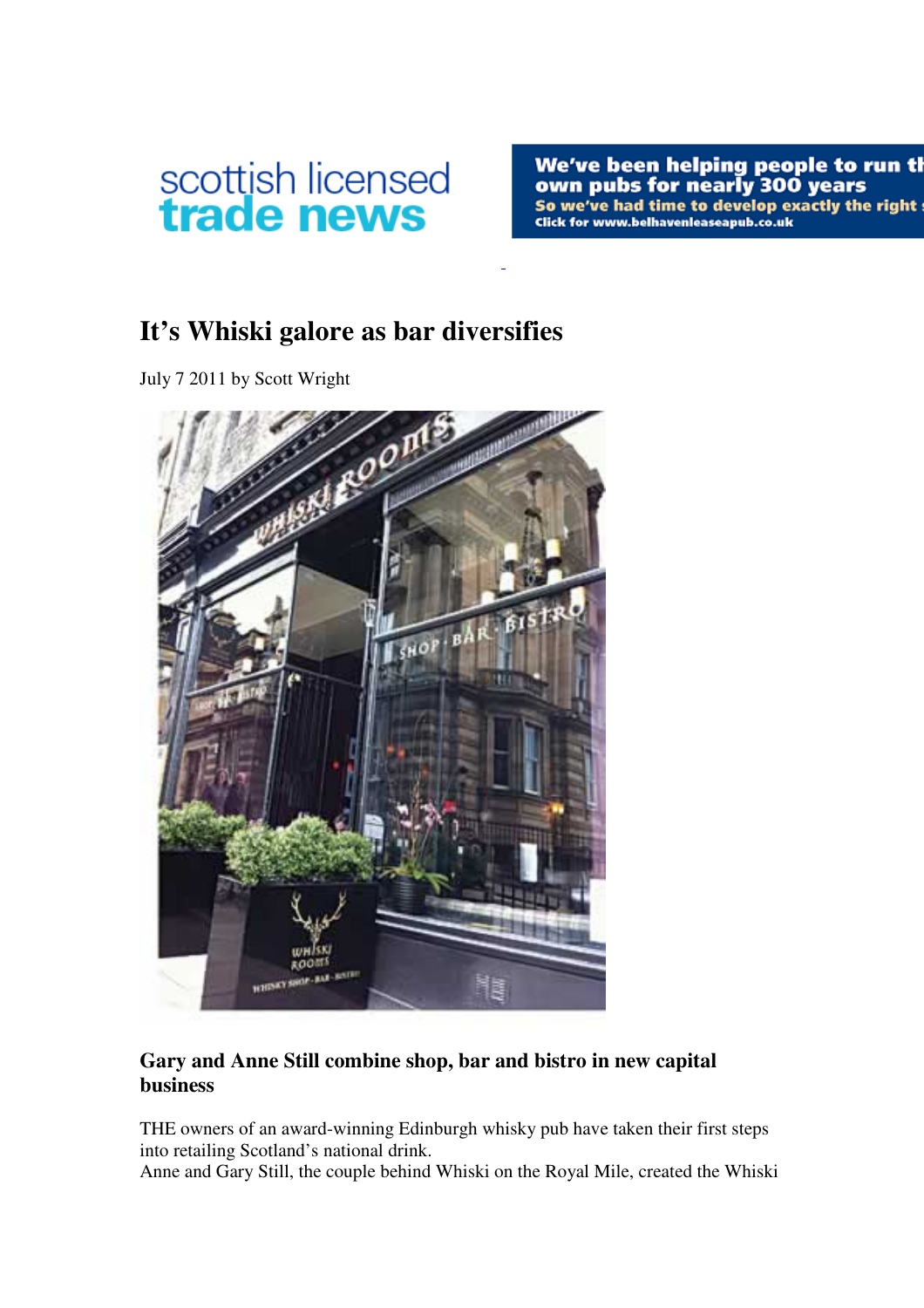scottish licensed
trade news

We've been helping people to run their own pubs for nearly 300 years
So we've had time to develop exactly the right
Click for www.belhavenleaseapub.co.uk

# It's Whiski galore as bar diversifies

July 7 2011 by Scott Wright

## Gary and Anne Still combine shop, bar and bistro in new capital business

THE owners of an award-winning Edinburgh whisky pub have taken their first steps into retailing Scotland's national drink.
Anne and Gary Still, the couple behind Whiski on the Royal Mile, created the Whiski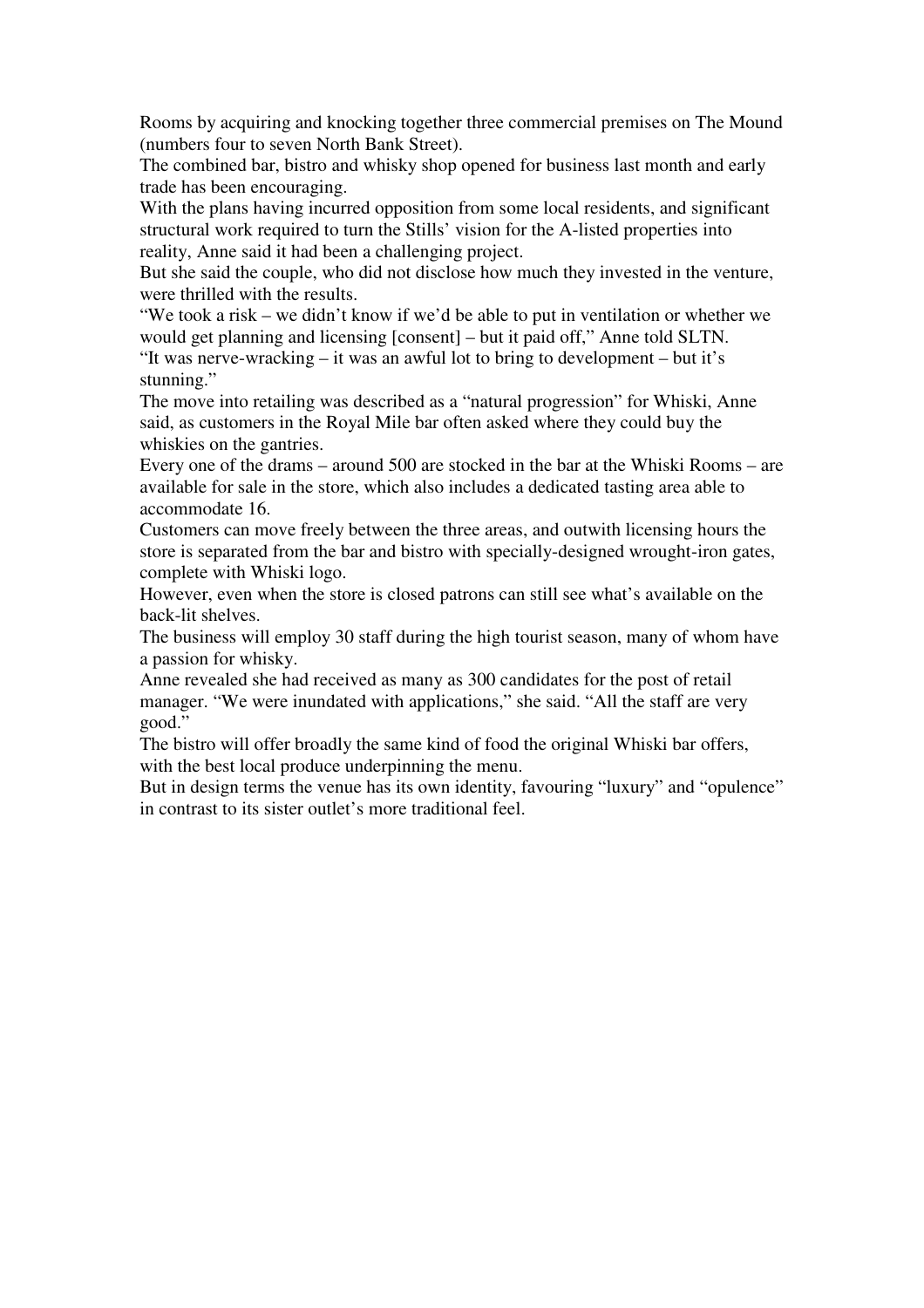Rooms by acquiring and knocking together three commercial premises on The Mound (numbers four to seven North Bank Street).

The combined bar, bistro and whisky shop opened for business last month and early trade has been encouraging.

With the plans having incurred opposition from some local residents, and significant structural work required to turn the Stills' vision for the A-listed properties into reality, Anne said it had been a challenging project.

But she said the couple, who did not disclose how much they invested in the venture, were thrilled with the results.

"We took a risk – we didn't know if we'd be able to put in ventilation or whether we would get planning and licensing [consent] – but it paid off," Anne told SLTN.

"It was nerve-wracking – it was an awful lot to bring to development – but it's stunning."

The move into retailing was described as a "natural progression" for Whiski, Anne said, as customers in the Royal Mile bar often asked where they could buy the whiskies on the gantries.

Every one of the drams – around 500 are stocked in the bar at the Whiski Rooms – are available for sale in the store, which also includes a dedicated tasting area able to accommodate 16.

Customers can move freely between the three areas, and outwith licensing hours the store is separated from the bar and bistro with specially-designed wrought-iron gates, complete with Whiski logo.

However, even when the store is closed patrons can still see what's available on the back-lit shelves.

The business will employ 30 staff during the high tourist season, many of whom have a passion for whisky.

Anne revealed she had received as many as 300 candidates for the post of retail manager. "We were inundated with applications," she said. "All the staff are very good."

The bistro will offer broadly the same kind of food the original Whiski bar offers, with the best local produce underpinning the menu.

But in design terms the venue has its own identity, favouring "luxury" and "opulence" in contrast to its sister outlet's more traditional feel.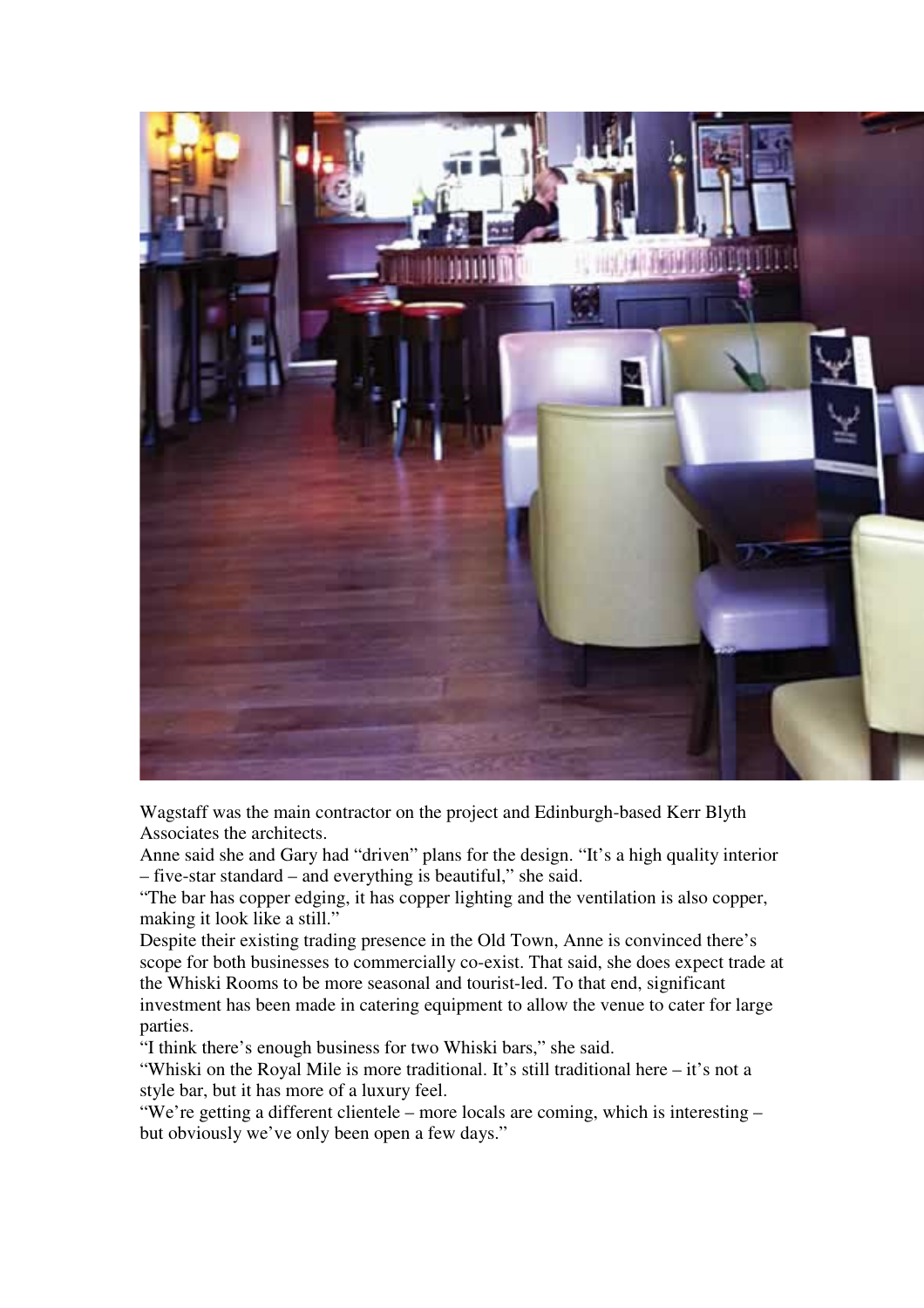Wagstaff was the main contractor on the project and Edinburgh-based Kerr Blyth Associates the architects.

Anne said she and Gary had "driven" plans for the design. "It's a high quality interior – five-star standard – and everything is beautiful," she said.

"The bar has copper edging, it has copper lighting and the ventilation is also copper, making it look like a still."

Despite their existing trading presence in the Old Town, Anne is convinced there's scope for both businesses to commercially co-exist. That said, she does expect trade at the Whiski Rooms to be more seasonal and tourist-led. To that end, significant investment has been made in catering equipment to allow the venue to cater for large parties.

"I think there's enough business for two Whiski bars," she said.

"Whiski on the Royal Mile is more traditional. It's still traditional here – it's not a style bar, but it has more of a luxury feel.

"We're getting a different clientele – more locals are coming, which is interesting – but obviously we've only been open a few days."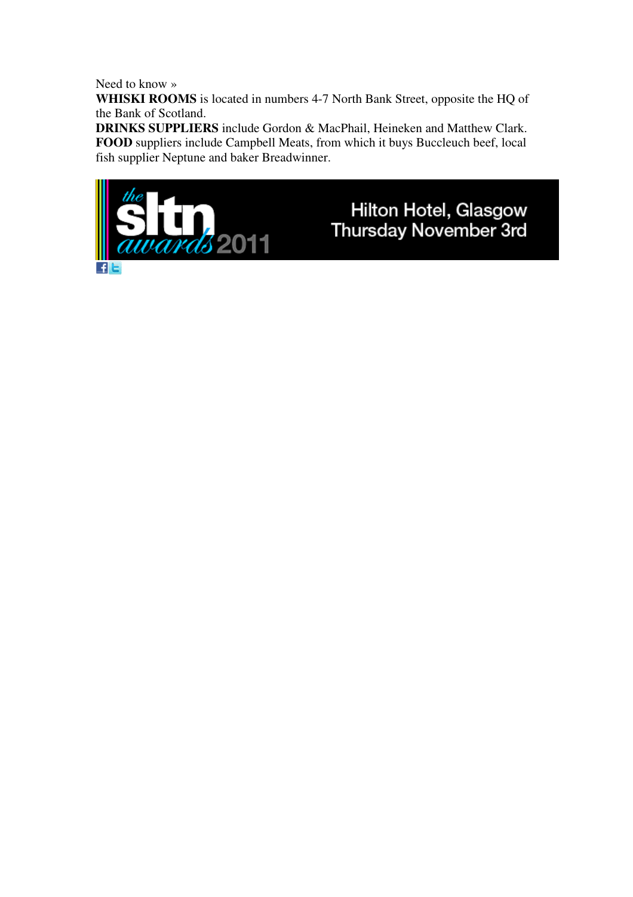Need to know »

**WHISKI ROOMS** is located in numbers 4-7 North Bank Street, opposite the HQ of the Bank of Scotland.

**DRINKS SUPPLIERS** include Gordon & MacPhail, Heineken and Matthew Clark.

**FOOD** suppliers include Campbell Meats, from which it buys Buccleuch beef, local fish supplier Neptune and baker Breadwinner.

the sltn awards 2011

Hilton Hotel, Glasgow
Thursday November 3rd